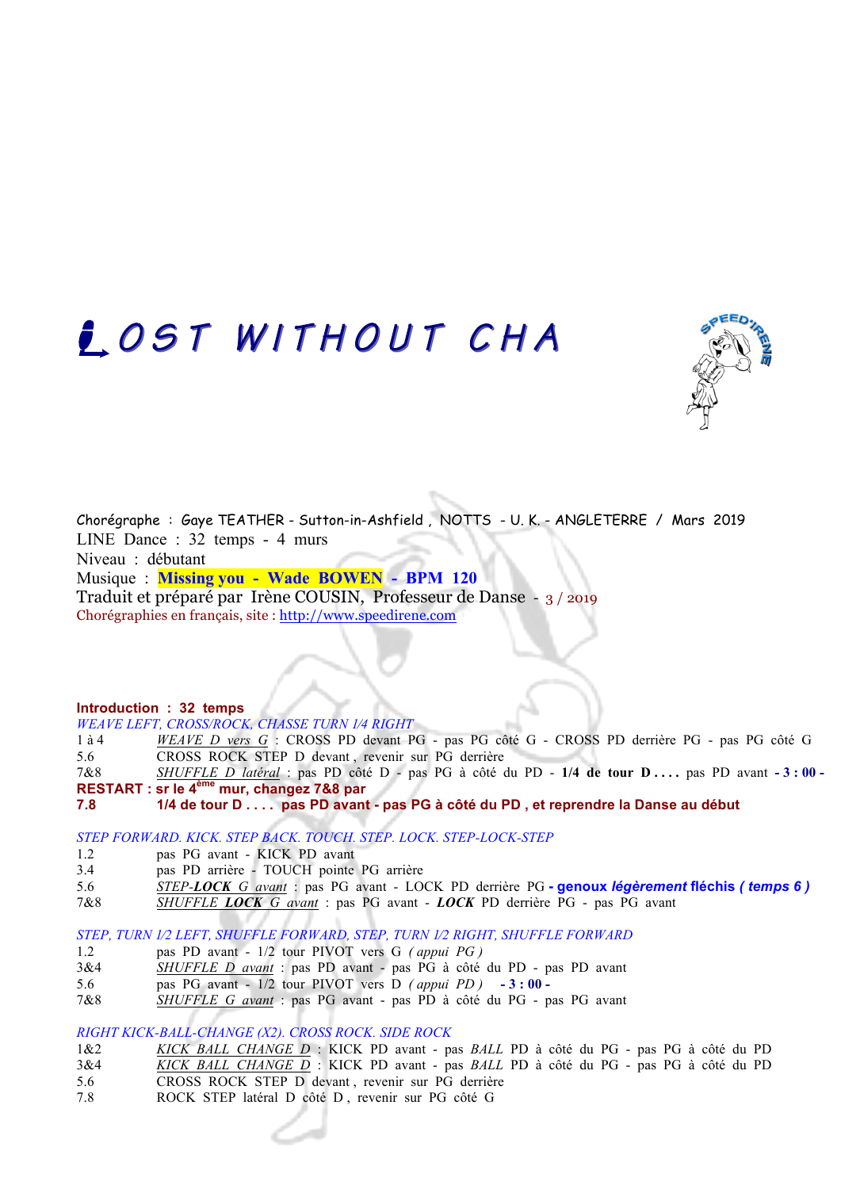# LOST WITHOUT CHA

Chorégraphe : Gaye TEATHER - Sutton-in-Ashfield , NOTTS - U. K. - ANGLETERRE / Mars 2019
LINE Dance : 32 temps - 4 murs
Niveau : débutant
Musique : **Missing you - Wade BOWEN - BPM 120**
Traduit et préparé par Irène COUSIN, Professeur de Danse - 3 / 2019
Chorégraphies en français, site : http://www.speedirene.com

**Introduction : 32 temps**

*WEAVE LEFT, CROSS/ROCK, CHASSE TURN 1/4 RIGHT*

| | |
|---|---|
| 1 à 4 | *WEAVE D vers G* : CROSS PD devant PG - pas PG côté G - CROSS PD derrière PG - pas PG côté G |
| 5.6 | CROSS ROCK STEP D devant , revenir sur PG derrière |
| 7&8 | *SHUFFLE D latéral* : pas PD côté D - pas PG à côté du PD - **1/4 de tour D . . . .** pas PD avant **- 3 : 00 -** |

**RESTART : sr le 4ème mur, changez 7&8 par**
**7.8 1/4 de tour D . . . . pas PD avant - pas PG à côté du PD , et reprendre la Danse au début**

*STEP FORWARD. KICK. STEP BACK. TOUCH. STEP. LOCK. STEP-LOCK-STEP*

| | |
|---|---|
| 1.2 | pas PG avant - KICK PD avant |
| 3.4 | pas PD arrière - TOUCH pointe PG arrière |
| 5.6 | *STEP-LOCK G avant* : pas PG avant - LOCK PD derrière PG **- genoux *légèrement* fléchis *( temps 6 )*** |
| 7&8 | *SHUFFLE LOCK G avant* : pas PG avant - ***LOCK*** PD derrière PG - pas PG avant |

*STEP, TURN 1/2 LEFT, SHUFFLE FORWARD, STEP, TURN 1/2 RIGHT, SHUFFLE FORWARD*

| | |
|---|---|
| 1.2 | pas PD avant - 1/2 tour PIVOT vers G *( appui PG )* |
| 3&4 | *SHUFFLE D avant* : pas PD avant - pas PG à côté du PD - pas PD avant |
| 5.6 | pas PG avant - 1/2 tour PIVOT vers D *( appui PD )* **- 3 : 00 -** |
| 7&8 | *SHUFFLE G avant* : pas PG avant - pas PD à côté du PG - pas PG avant |

*RIGHT KICK-BALL-CHANGE (X2). CROSS ROCK. SIDE ROCK*

| | |
|---|---|
| 1&2 | *KICK BALL CHANGE D* : KICK PD avant - pas *BALL* PD à côté du PG - pas PG à côté du PD |
| 3&4 | *KICK BALL CHANGE D* : KICK PD avant - pas *BALL* PD à côté du PG - pas PG à côté du PD |
| 5.6 | CROSS ROCK STEP D devant , revenir sur PG derrière |
| 7.8 | ROCK STEP latéral D côté D , revenir sur PG côté G |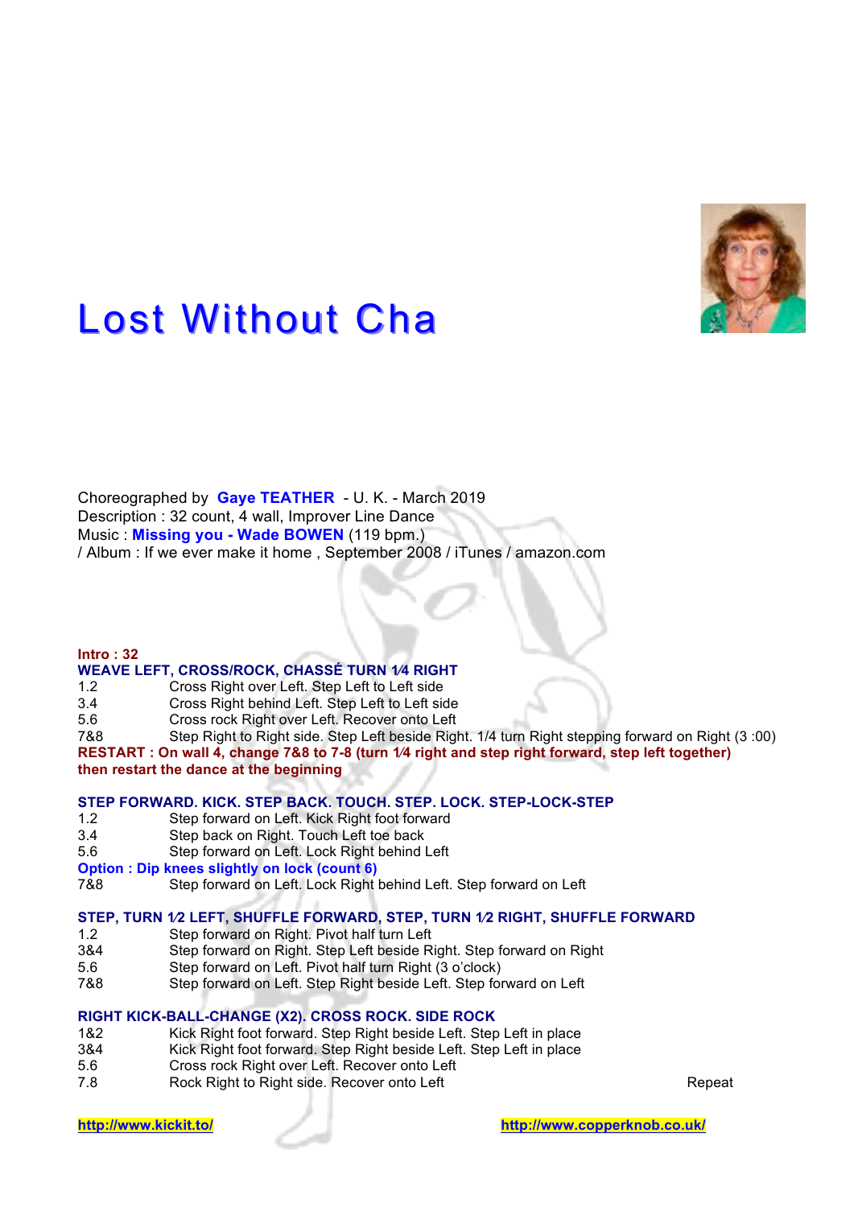# Lost Without Cha

Choreographed by **Gaye TEATHER** - U. K. - March 2019
Description : 32 count, 4 wall, Improver Line Dance
Music : **Missing you - Wade BOWEN** (119 bpm.)
/ Album : If we ever make it home , September 2008 / iTunes / amazon.com

**Intro : 32**

**WEAVE LEFT, CROSS/ROCK, CHASSÉ TURN 1⁄4 RIGHT**

| | |
|---|---|
| 1.2 | Cross Right over Left. Step Left to Left side |
| 3.4 | Cross Right behind Left. Step Left to Left side |
| 5.6 | Cross rock Right over Left. Recover onto Left |
| 7&8 | Step Right to Right side. Step Left beside Right. 1/4 turn Right stepping forward on Right (3 :00) |

**RESTART : On wall 4, change 7&8 to 7-8 (turn 1⁄4 right and step right forward, step left together) then restart the dance at the beginning**

**STEP FORWARD. KICK. STEP BACK. TOUCH. STEP. LOCK. STEP-LOCK-STEP**

| | |
|---|---|
| 1.2 | Step forward on Left. Kick Right foot forward |
| 3.4 | Step back on Right. Touch Left toe back |
| 5.6 | Step forward on Left. Lock Right behind Left |

**Option : Dip knees slightly on lock (count 6)**

| | |
|---|---|
| 7&8 | Step forward on Left. Lock Right behind Left. Step forward on Left |

**STEP, TURN 1⁄2 LEFT, SHUFFLE FORWARD, STEP, TURN 1⁄2 RIGHT, SHUFFLE FORWARD**

| | |
|---|---|
| 1.2 | Step forward on Right. Pivot half turn Left |
| 3&4 | Step forward on Right. Step Left beside Right. Step forward on Right |
| 5.6 | Step forward on Left. Pivot half turn Right (3 o'clock) |
| 7&8 | Step forward on Left. Step Right beside Left. Step forward on Left |

**RIGHT KICK-BALL-CHANGE (X2). CROSS ROCK. SIDE ROCK**

| | |
|---|---|
| 1&2 | Kick Right foot forward. Step Right beside Left. Step Left in place |
| 3&4 | Kick Right foot forward. Step Right beside Left. Step Left in place |
| 5.6 | Cross rock Right over Left. Recover onto Left |
| 7.8 | Rock Right to Right side. Recover onto Left |

Repeat

http://www.kickit.to/ http://www.copperknob.co.uk/